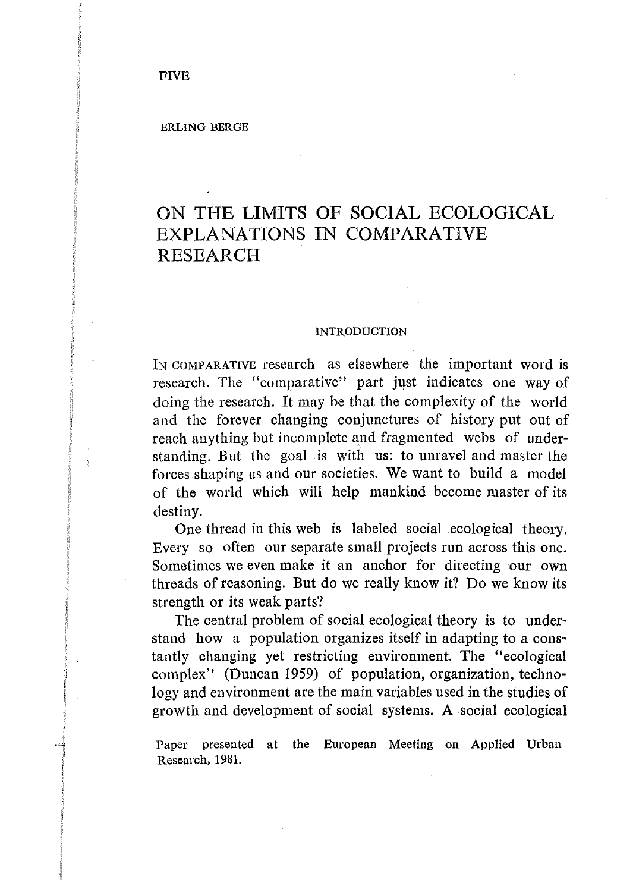FIVE

ERLING BERGE

# ON THE LIMITS OF SOCIAL ECOLOGICAL EXPLANATIONS IN COMPARATIVE RESEARCH

## INTRODUCTION

IN COMPARATIVE research as elsewhere the important word is research. The "comparative" part just indicates one way of doing the research. It may be that the complexity of the world and the forever changing conjunctures of history put out of reach anything but incomplete and fragmented webs of understanding. But the goal is with us: to unravel and master the forces shaping us and our societies. We want to build a model of the world which will help mankind become master of its destiny.

One thread in this web is labeled social ecological theory. Every so often our separate small projects run across this one. Sometimes we even make it an anchor for directing our own threads of reasoning. But do we really know it? Do we know its strength or its weak parts?

The central problem of social ecological theory is to understand how a population organizes itself in adapting to a constantly changing yet restricting environment. The "ecological complex" (Duncan 1959) of population, organization, technology and environment are the main variables used in the studies of growth and development of social systems. A social ecological

Paper presented at the European Meeting on Applied Urban Research, 1981.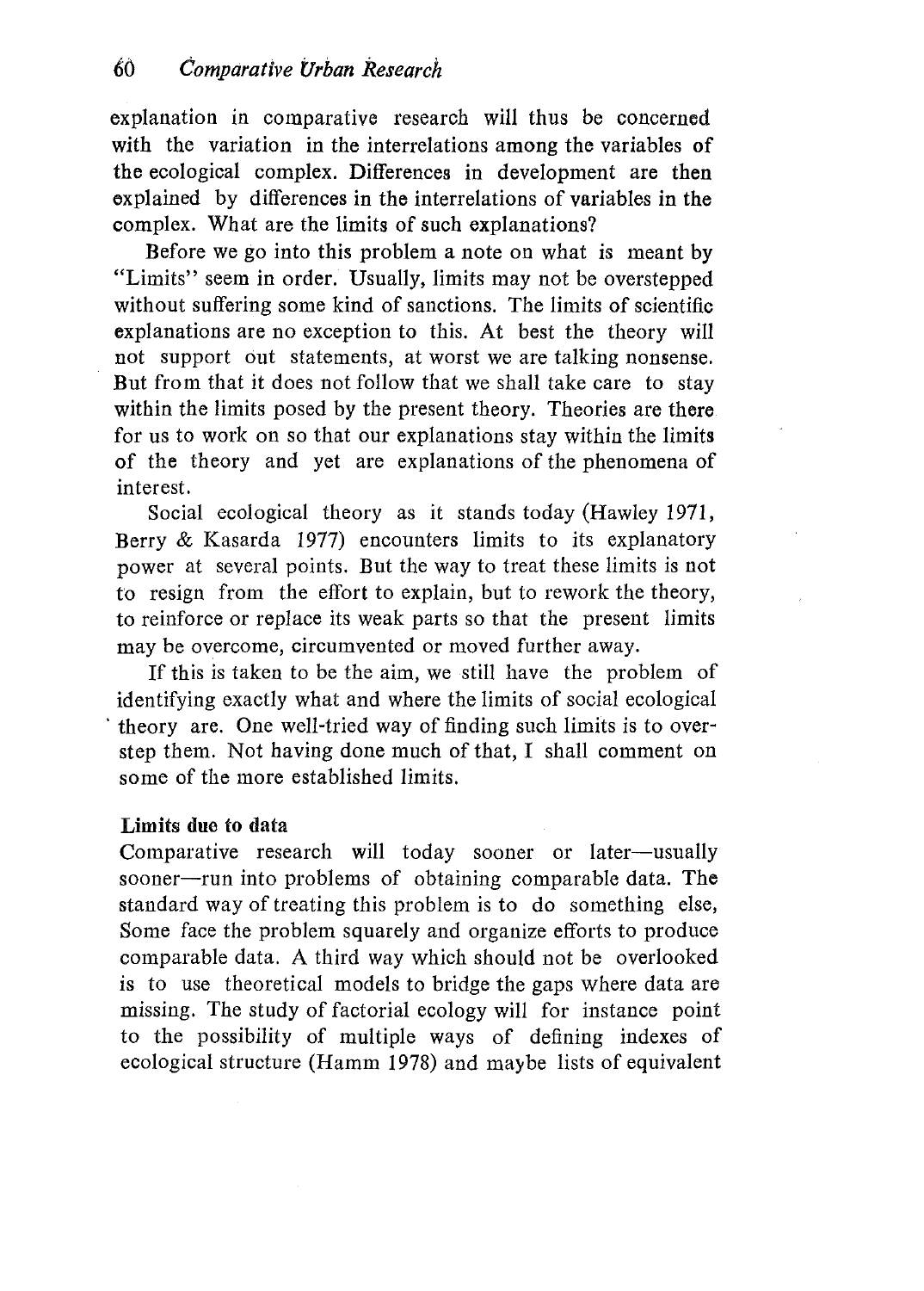explanation in comparative research will thus be concerned with the variation in the interrelations among the variables of the ecological complex. Differences in development are then explained by differences in the interrelations of variables in the complex. What are the limits of such explanations?

Before we go into this problem a note on what is meant by "Limits" seem in order. Usually, limits may not be overstepped without suffering some kind of sanctions. The limits of scientific explanations are no exception to this. At best the theory will not support out statements, at worst we are talking nonsense. But from that it does not follow that we shall take care to stay within the limits posed by the present theory. Theories are there for us to work on so that our explanations stay within the limits of the theory and yet are explanations of the phenomena of interest.

Social ecological theory as it stands today (Hawley 1971, Berry & Kasarda 1977) encounters limits to its explanatory power at several points. But the way to treat these limits is not to resign from the effort to explain, but to rework the theory, to reinforce or replace its weak parts so that the present limits may be overcome, circumvented or moved further away.

If this is taken to be the aim, we still have the problem of identifying exactly what and where the limits of social ecological theory are. One well-tried way of finding such limits is to overstep them. Not having done much of that, I shall comment on some of the more established limits.

**Limits due to data**

Comparative research will today sooner or later—usually sooner—run into problems of obtaining comparable data. The standard way of treating this problem is to do something else, Some face the problem squarely and organize efforts to produce comparable data. A third way which should not be overlooked is to use theoretical models to bridge the gaps where data are missing. The study of factorial ecology will for instance point to the possibility of multiple ways of defining indexes of ecological structure (Hamm 1978) and maybe lists of equivalent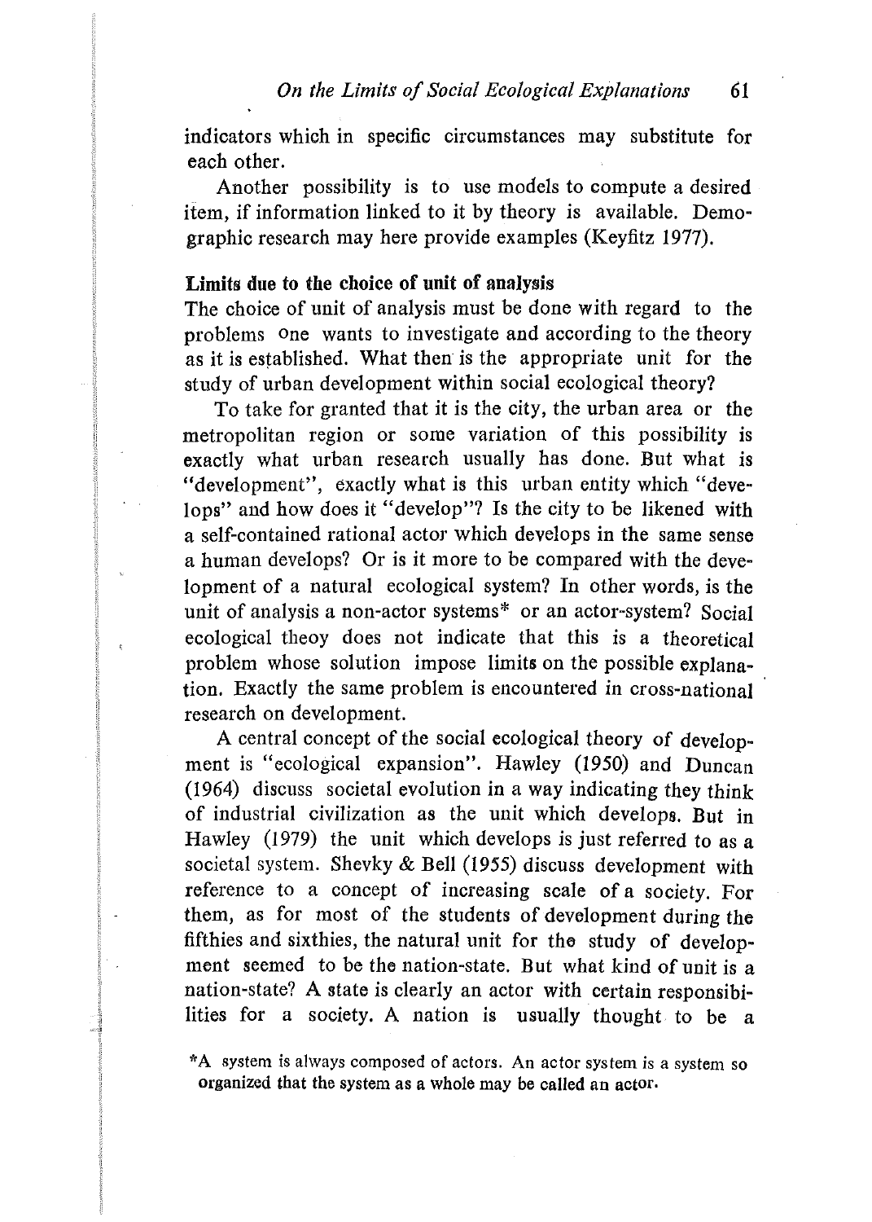indicators which in specific circumstances may substitute for each other.

Another possibility is to use models to compute a desired item, if information linked to it by theory is available. Demographic research may here provide examples (Keyfitz 1977).

**Limits due to the choice of unit of analysis**

The choice of unit of analysis must be done with regard to the problems one wants to investigate and according to the theory as it is established. What then is the appropriate unit for the study of urban development within social ecological theory?

To take for granted that it is the city, the urban area or the metropolitan region or some variation of this possibility is exactly what urban research usually has done. But what is "development", exactly what is this urban entity which "develops" and how does it "develop"? Is the city to be likened with a self-contained rational actor which develops in the same sense a human develops? Or is it more to be compared with the development of a natural ecological system? In other words, is the unit of analysis a non-actor systems* or an actor-system? Social ecological theoy does not indicate that this is a theoretical problem whose solution impose limits on the possible explanation. Exactly the same problem is encountered in cross-national research on development.

A central concept of the social ecological theory of development is "ecological expansion". Hawley (1950) and Duncan (1964) discuss societal evolution in a way indicating they think of industrial civilization as the unit which develops. But in Hawley (1979) the unit which develops is just referred to as a societal system. Shevky & Bell (1955) discuss development with reference to a concept of increasing scale of a society. For them, as for most of the students of development during the fifthies and sixthies, the natural unit for the study of development seemed to be the nation-state. But what kind of unit is a nation-state? A state is clearly an actor with certain responsibilities for a society. A nation is usually thought to be a

*A system is always composed of actors. An actor system is a system so organized that the system as a whole may be called an actor.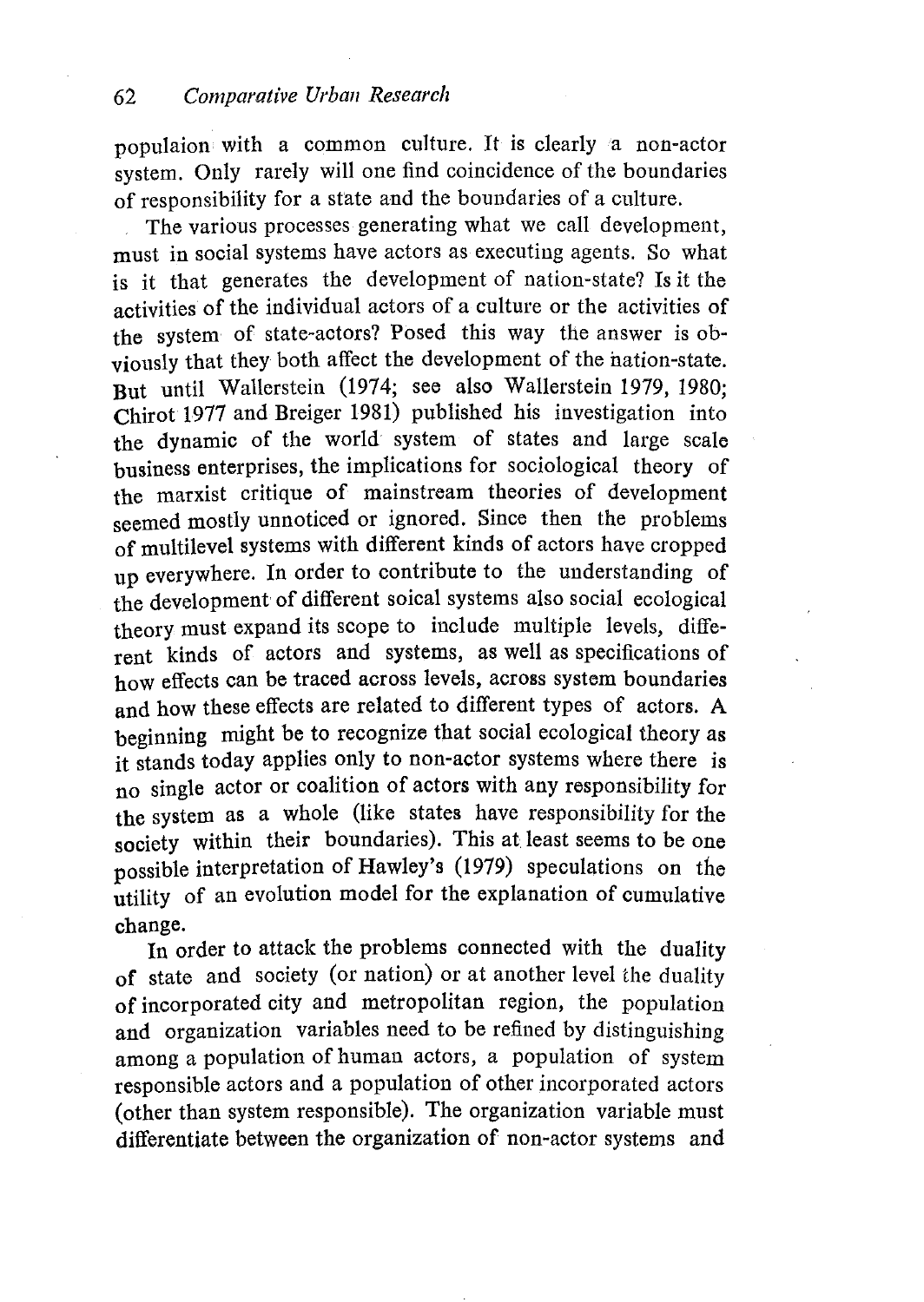populaion with a common culture. It is clearly a non-actor system. Only rarely will one find coincidence of the boundaries of responsibility for a state and the boundaries of a culture.

The various processes generating what we call development, must in social systems have actors as executing agents. So what is it that generates the development of nation-state? Is it the activities of the individual actors of a culture or the activities of the system of state-actors? Posed this way the answer is obviously that they both affect the development of the nation-state. But until Wallerstein (1974; see also Wallerstein 1979, 1980; Chirot 1977 and Breiger 1981) published his investigation into the dynamic of the world system of states and large scale business enterprises, the implications for sociological theory of the marxist critique of mainstream theories of development seemed mostly unnoticed or ignored. Since then the problems of multilevel systems with different kinds of actors have cropped up everywhere. In order to contribute to the understanding of the development of different soical systems also social ecological theory must expand its scope to include multiple levels, different kinds of actors and systems, as well as specifications of how effects can be traced across levels, across system boundaries and how these effects are related to different types of actors. A beginning might be to recognize that social ecological theory as it stands today applies only to non-actor systems where there is no single actor or coalition of actors with any responsibility for the system as a whole (like states have responsibility for the society within their boundaries). This at least seems to be one possible interpretation of Hawley's (1979) speculations on the utility of an evolution model for the explanation of cumulative change.

In order to attack the problems connected with the duality of state and society (or nation) or at another level the duality of incorporated city and metropolitan region, the population and organization variables need to be refined by distinguishing among a population of human actors, a population of system responsible actors and a population of other incorporated actors (other than system responsible). The organization variable must differentiate between the organization of non-actor systems and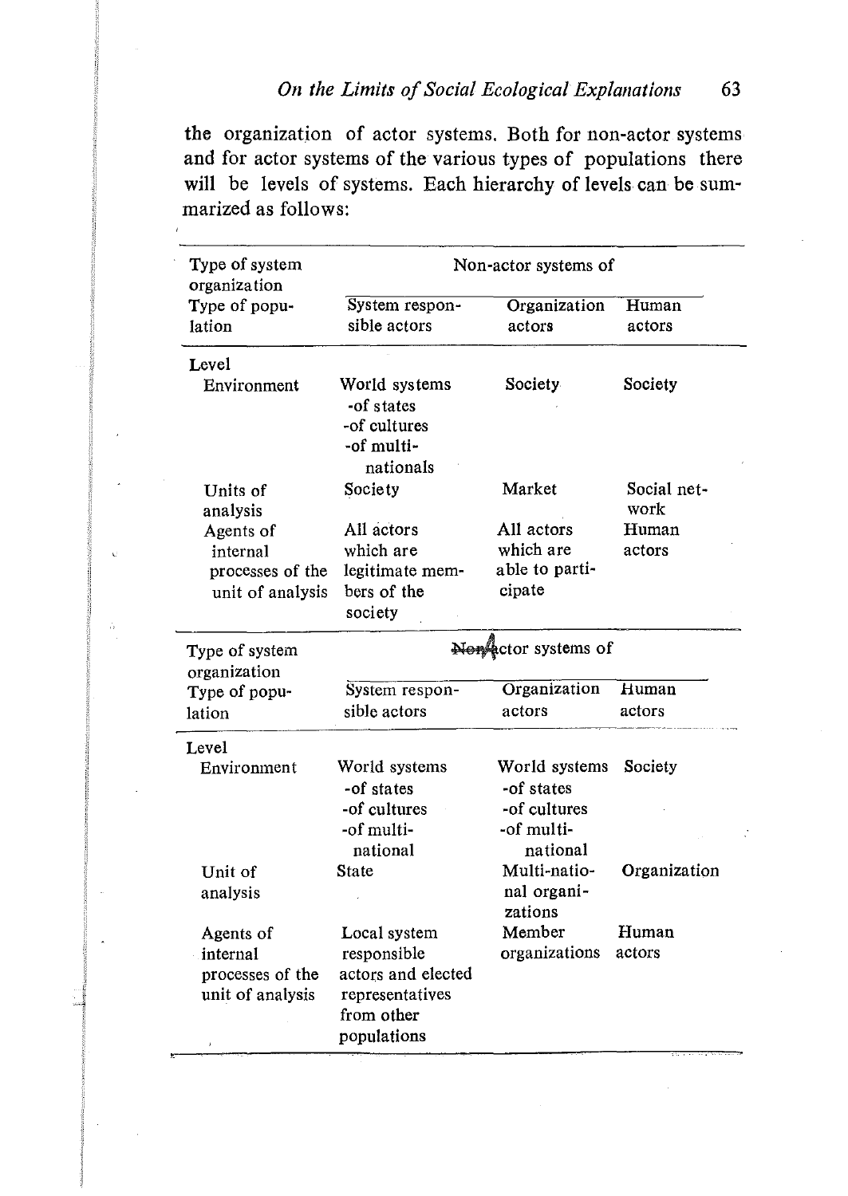the organization of actor systems. Both for non-actor systems and for actor systems of the various types of populations there will be levels of systems. Each hierarchy of levels can be summarized as follows:

| Type of system organization | Non-actor systems of | | |
|---|---|---|---|
| Type of population | System responsible actors | Organization actors | Human actors |
| **Level** | | | |
| Environment | World systems -of states -of cultures -of multinationals | Society | Society |
| Units of analysis | Society | Market | Social network |
| Agents of internal processes of the unit of analysis | All actors which are legitimate members of the society | All actors which are able to participate | Human actors |

| Type of system organization | ~~Non~~Actor systems of | | |
|---|---|---|---|
| Type of population | System responsible actors | Organization actors | Human actors |
| **Level** | | | |
| Environment | World systems -of states -of cultures -of multinational | World systems -of states -of cultures -of multinational | Society |
| Unit of analysis | State | Multinational organizations | Organization |
| Agents of internal processes of the unit of analysis | Local system responsible actors and elected representatives from other populations | Member organizations | Human actors |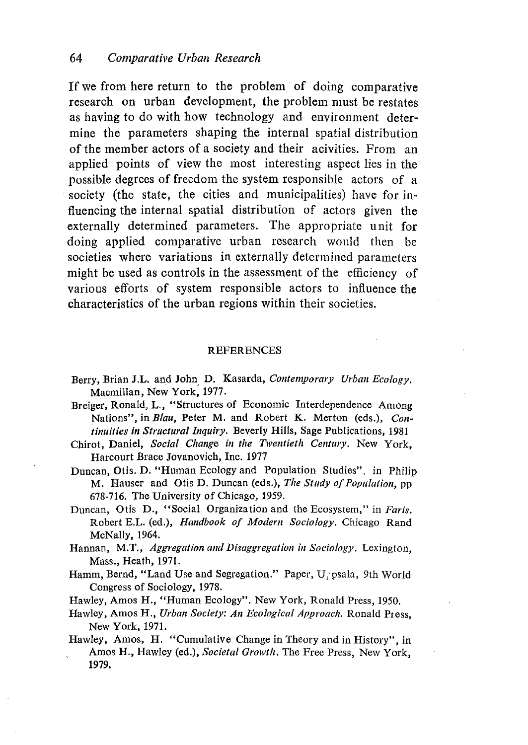If we from here return to the problem of doing comparative research on urban development, the problem must be restates as having to do with how technology and environment determine the parameters shaping the internal spatial distribution of the member actors of a society and their acivities. From an applied points of view the most interesting aspect lies in the possible degrees of freedom the system responsible actors of a society (the state, the cities and municipalities) have for influencing the internal spatial distribution of actors given the externally determined parameters. The appropriate unit for doing applied comparative urban research would then be societies where variations in externally determined parameters might be used as controls in the assessment of the efficiency of various efforts of system responsible actors to influence the characteristics of the urban regions within their societies.

## REFERENCES

Berry, Brian J.L. and John D. Kasarda, *Contemporary Urban Ecology*. Macmillan, New York, 1977.

Breiger, Ronald, L., "Structures of Economic Interdependence Among Nations", in *Blau*, Peter M. and Robert K. Merton (eds.), *Continuities in Structural Inquiry*. Beverly Hills, Sage Publications, 1981

Chirot, Daniel, *Social Change in the Twentieth Century*. New York, Harcourt Brace Jovanovich, Inc. 1977

Duncan, Otis. D. "Human Ecology and Population Studies", in Philip M. Hauser and Otis D. Duncan (eds.), *The Study of Population*, pp 678-716. The University of Chicago, 1959.

Duncan, Otis D., "Social Organization and the Ecosystem," in *Faris*. Robert E.L. (ed.), *Handbook of Modern Sociology*. Chicago Rand McNally, 1964.

Hannan, M.T., *Aggregation and Disaggregation in Sociology*. Lexington, Mass., Heath, 1971.

Hamm, Bernd, "Land Use and Segregation." Paper, Uppsala, 9th World Congress of Sociology, 1978.

Hawley, Amos H., "Human Ecology". New York, Ronald Press, 1950.

Hawley, Amos H., *Urban Society: An Ecological Approach*. Ronald Press, New York, 1971.

Hawley, Amos, H. "Cumulative Change in Theory and in History", in Amos H., Hawley (ed.), *Societal Growth*. The Free Press, New York, 1979.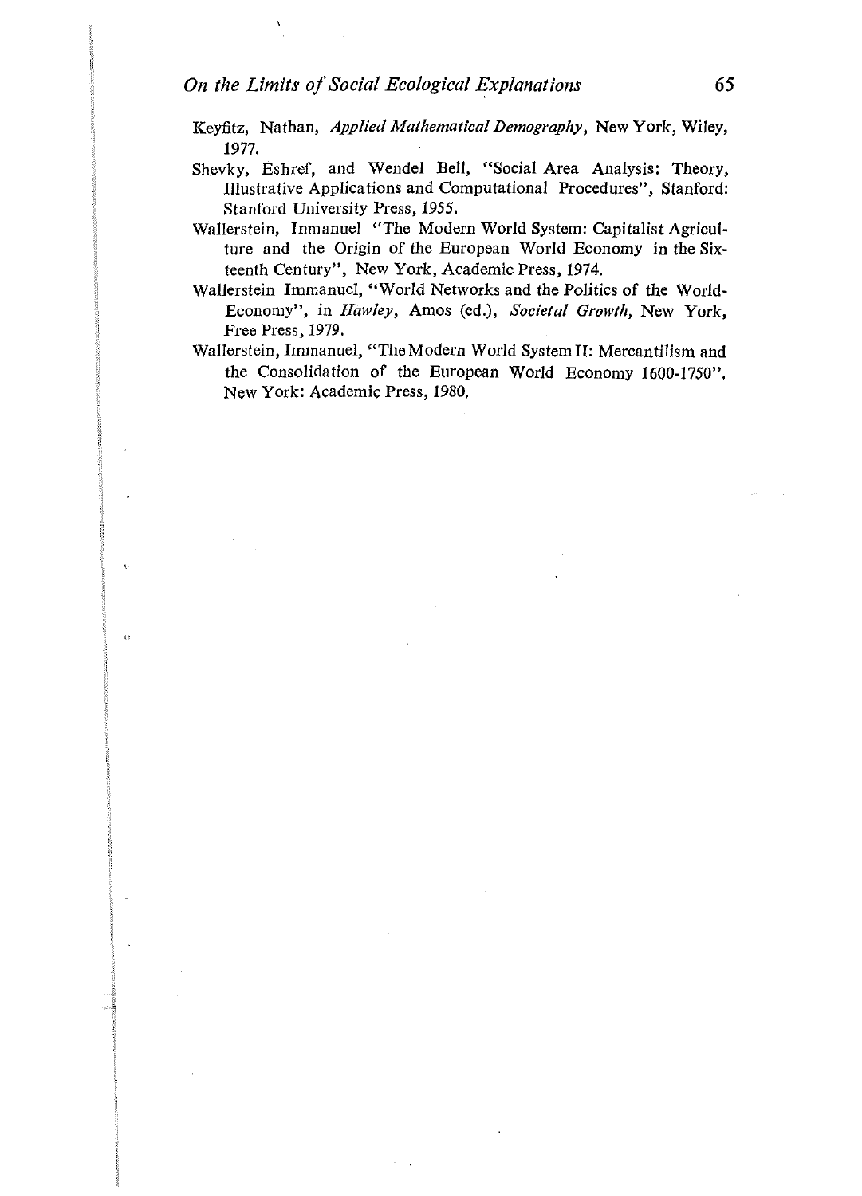Keyfitz, Nathan, *Applied Mathematical Demography*, New York, Wiley, 1977.

Shevky, Eshref, and Wendel Bell, "Social Area Analysis: Theory, Illustrative Applications and Computational Procedures", Stanford: Stanford University Press, 1955.

Wallerstein, Inmanuel "The Modern World System: Capitalist Agriculture and the Origin of the European World Economy in the Sixteenth Century", New York, Academic Press, 1974.

Wallerstein Immanuel, "World Networks and the Politics of the World-Economy", in *Hawley*, Amos (ed.), *Societal Growth*, New York, Free Press, 1979.

Wallerstein, Immanuel, "The Modern World System II: Mercantilism and the Consolidation of the European World Economy 1600-1750", New York: Academic Press, 1980.